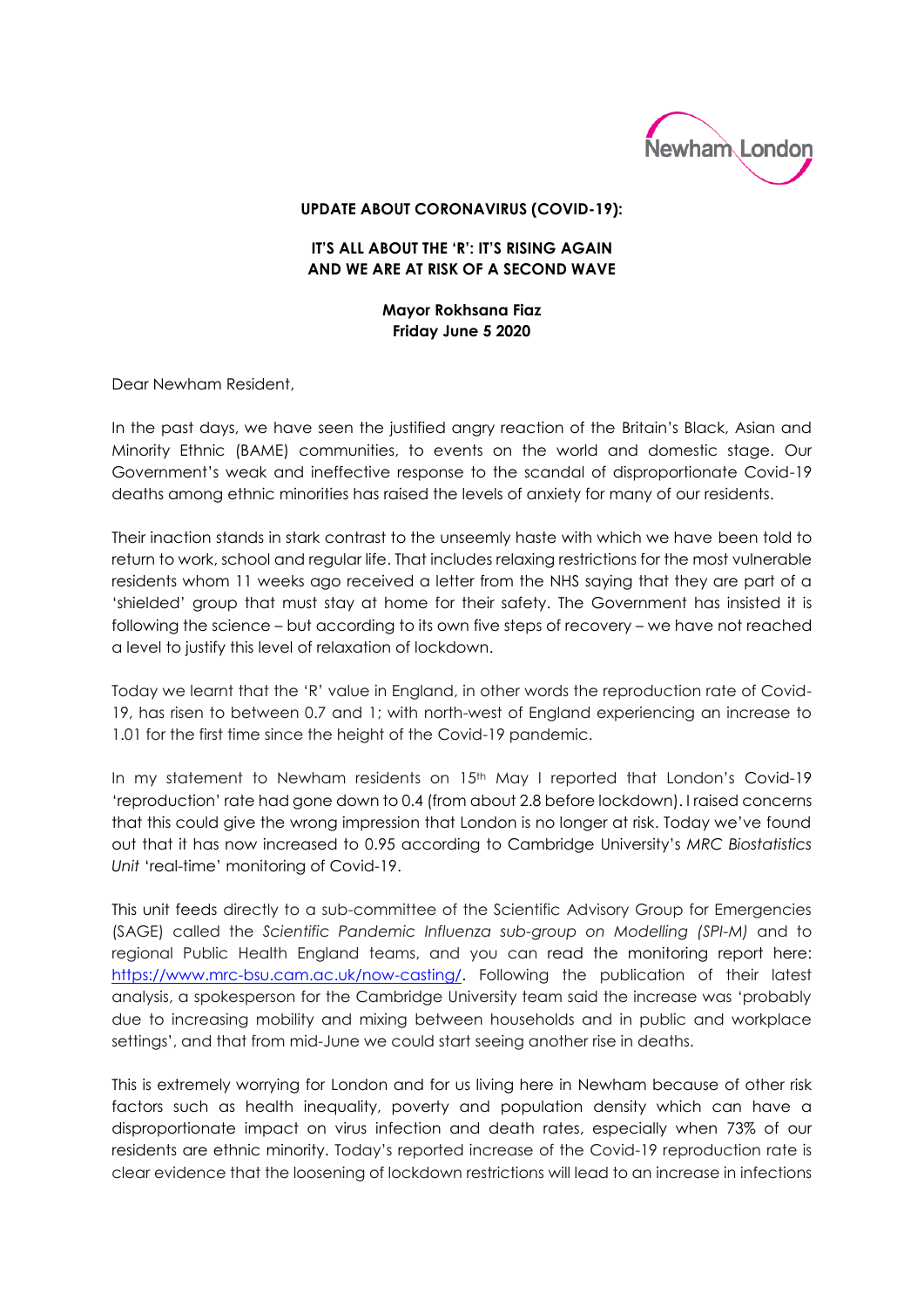**UPDATE ABOUT CORONAVIRUS (COVID-19):**

**IT'S ALL ABOUT THE 'R': IT'S RISING AGAIN AND WE ARE AT RISK OF A SECOND WAVE**

**Mayor Rokhsana Fiaz**
**Friday June 5 2020**

Dear Newham Resident,

In the past days, we have seen the justified angry reaction of the Britain's Black, Asian and Minority Ethnic (BAME) communities, to events on the world and domestic stage. Our Government's weak and ineffective response to the scandal of disproportionate Covid-19 deaths among ethnic minorities has raised the levels of anxiety for many of our residents.

Their inaction stands in stark contrast to the unseemly haste with which we have been told to return to work, school and regular life. That includes relaxing restrictions for the most vulnerable residents whom 11 weeks ago received a letter from the NHS saying that they are part of a 'shielded' group that must stay at home for their safety. The Government has insisted it is following the science – but according to its own five steps of recovery – we have not reached a level to justify this level of relaxation of lockdown.

Today we learnt that the 'R' value in England, in other words the reproduction rate of Covid-19, has risen to between 0.7 and 1; with north-west of England experiencing an increase to 1.01 for the first time since the height of the Covid-19 pandemic.

In my statement to Newham residents on 15th May I reported that London's Covid-19 'reproduction' rate had gone down to 0.4 (from about 2.8 before lockdown). I raised concerns that this could give the wrong impression that London is no longer at risk. Today we've found out that it has now increased to 0.95 according to Cambridge University's *MRC Biostatistics Unit* 'real-time' monitoring of Covid-19.

This unit feeds directly to a sub-committee of the Scientific Advisory Group for Emergencies (SAGE) called the *Scientific Pandemic Influenza sub-group on Modelling (SPI-M)* and to regional Public Health England teams, and you can read the monitoring report here: [https://www.mrc-bsu.cam.ac.uk/now-casting/](https://www.mrc-bsu.cam.ac.uk/now-casting/). Following the publication of their latest analysis, a spokesperson for the Cambridge University team said the increase was 'probably due to increasing mobility and mixing between households and in public and workplace settings', and that from mid-June we could start seeing another rise in deaths.

This is extremely worrying for London and for us living here in Newham because of other risk factors such as health inequality, poverty and population density which can have a disproportionate impact on virus infection and death rates, especially when 73% of our residents are ethnic minority. Today's reported increase of the Covid-19 reproduction rate is clear evidence that the loosening of lockdown restrictions will lead to an increase in infections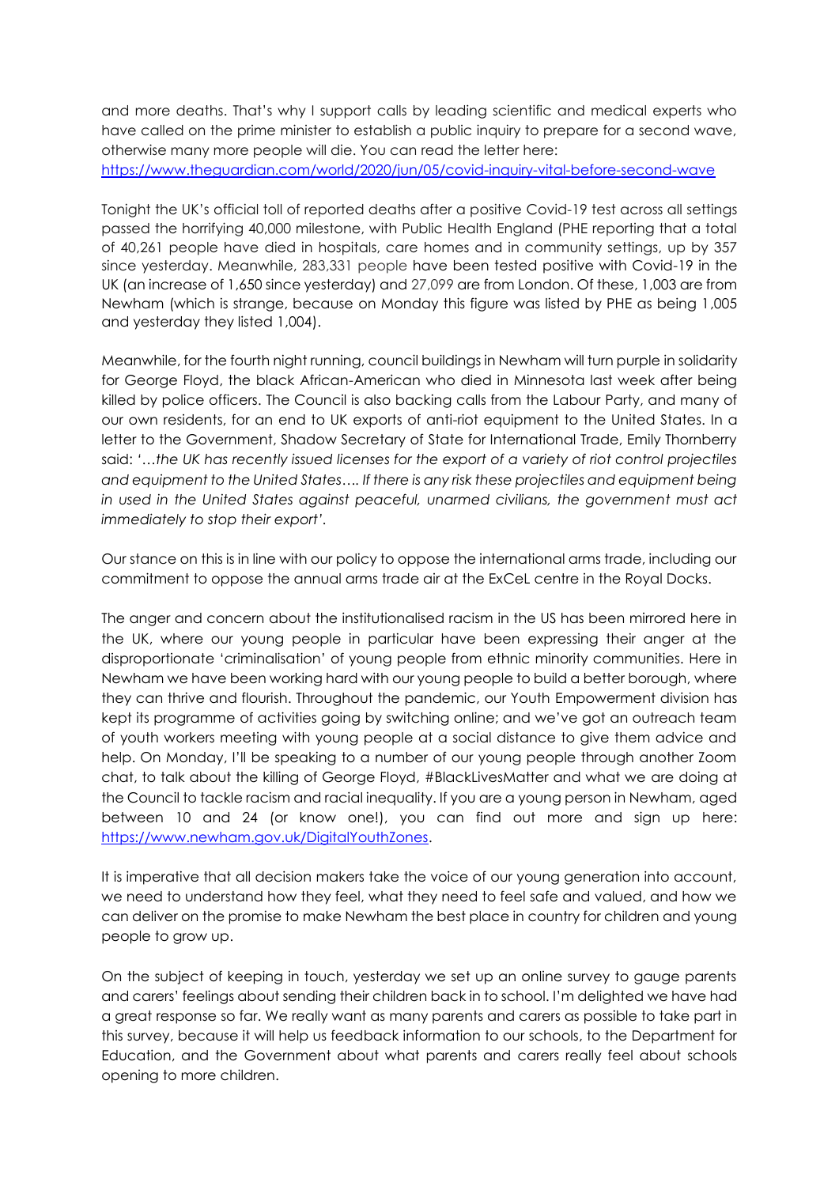and more deaths. That's why I support calls by leading scientific and medical experts who have called on the prime minister to establish a public inquiry to prepare for a second wave, otherwise many more people will die. You can read the letter here: [https://www.theguardian.com/world/2020/jun/05/covid-inquiry-vital-before-second-wave](https://www.theguardian.com/world/2020/jun/05/covid-inquiry-vital-before-second-wave)

Tonight the UK's official toll of reported deaths after a positive Covid-19 test across all settings passed the horrifying 40,000 milestone, with Public Health England (PHE reporting that a total of 40,261 people have died in hospitals, care homes and in community settings, up by 357 since yesterday. Meanwhile, 283,331 people have been tested positive with Covid-19 in the UK (an increase of 1,650 since yesterday) and 27,099 are from London. Of these, 1,003 are from Newham (which is strange, because on Monday this figure was listed by PHE as being 1,005 and yesterday they listed 1,004).

Meanwhile, for the fourth night running, council buildings in Newham will turn purple in solidarity for George Floyd, the black African-American who died in Minnesota last week after being killed by police officers. The Council is also backing calls from the Labour Party, and many of our own residents, for an end to UK exports of anti-riot equipment to the United States. In a letter to the Government, Shadow Secretary of State for International Trade, Emily Thornberry said: '*…the UK has recently issued licenses for the export of a variety of riot control projectiles and equipment to the United States…. If there is any risk these projectiles and equipment being in used in the United States against peaceful, unarmed civilians, the government must act immediately to stop their export*'.

Our stance on this is in line with our policy to oppose the international arms trade, including our commitment to oppose the annual arms trade air at the ExCeL centre in the Royal Docks.

The anger and concern about the institutionalised racism in the US has been mirrored here in the UK, where our young people in particular have been expressing their anger at the disproportionate 'criminalisation' of young people from ethnic minority communities. Here in Newham we have been working hard with our young people to build a better borough, where they can thrive and flourish. Throughout the pandemic, our Youth Empowerment division has kept its programme of activities going by switching online; and we've got an outreach team of youth workers meeting with young people at a social distance to give them advice and help. On Monday, I'll be speaking to a number of our young people through another Zoom chat, to talk about the killing of George Floyd, #BlackLivesMatter and what we are doing at the Council to tackle racism and racial inequality. If you are a young person in Newham, aged between 10 and 24 (or know one!), you can find out more and sign up here: [https://www.newham.gov.uk/DigitalYouthZones](https://www.newham.gov.uk/DigitalYouthZones).

It is imperative that all decision makers take the voice of our young generation into account, we need to understand how they feel, what they need to feel safe and valued, and how we can deliver on the promise to make Newham the best place in country for children and young people to grow up.

On the subject of keeping in touch, yesterday we set up an online survey to gauge parents and carers' feelings about sending their children back in to school. I'm delighted we have had a great response so far. We really want as many parents and carers as possible to take part in this survey, because it will help us feedback information to our schools, to the Department for Education, and the Government about what parents and carers really feel about schools opening to more children.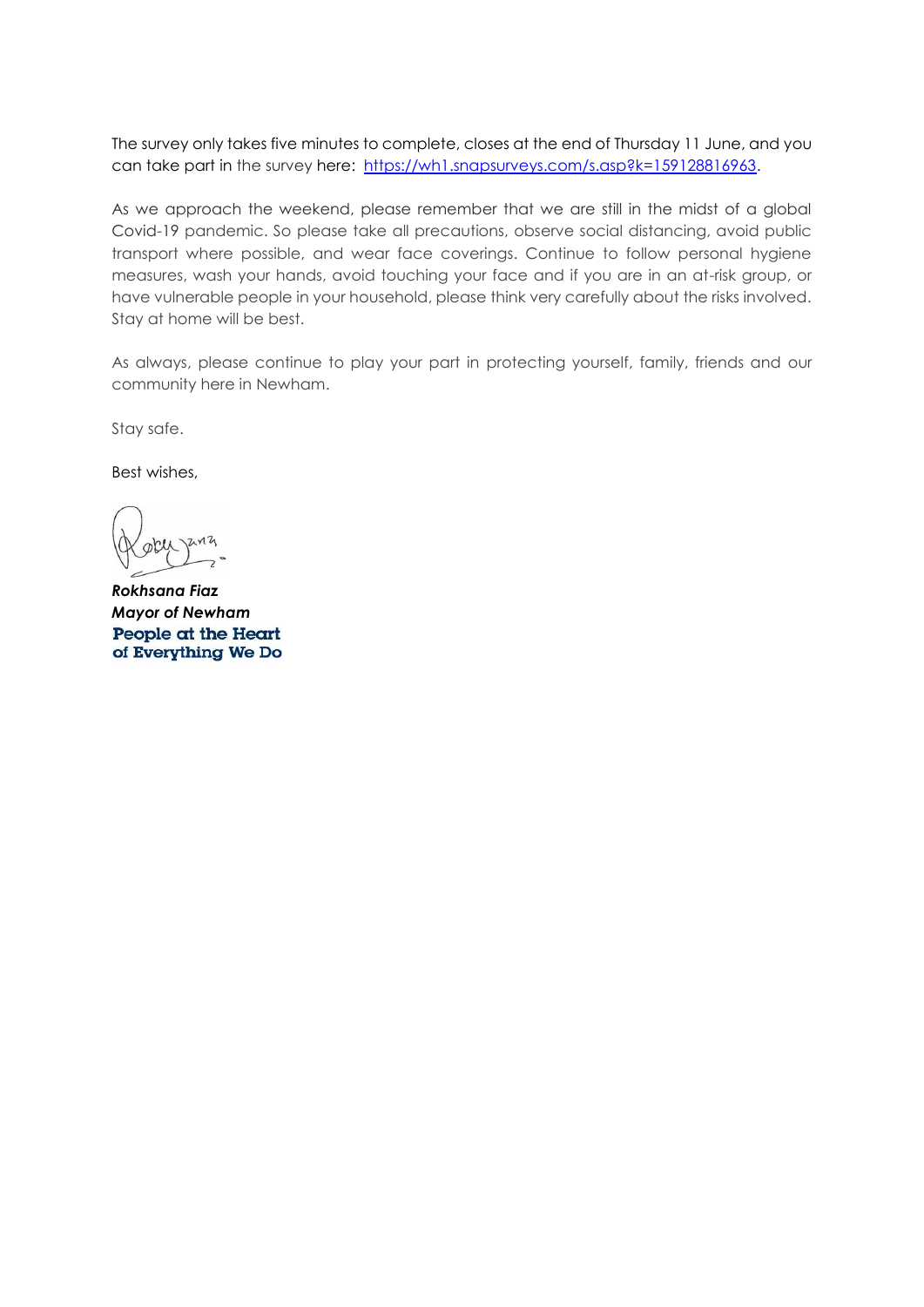The survey only takes five minutes to complete, closes at the end of Thursday 11 June, and you can take part in the survey here: [https://wh1.snapsurveys.com/s.asp?k=159128816963](https://wh1.snapsurveys.com/s.asp?k=159128816963).

As we approach the weekend, please remember that we are still in the midst of a global Covid-19 pandemic. So please take all precautions, observe social distancing, avoid public transport where possible, and wear face coverings. Continue to follow personal hygiene measures, wash your hands, avoid touching your face and if you are in an at-risk group, or have vulnerable people in your household, please think very carefully about the risks involved. Stay at home will be best.

As always, please continue to play your part in protecting yourself, family, friends and our community here in Newham.

Stay safe.

Best wishes,

***Rokhsana Fiaz***
***Mayor of Newham***
**People at the Heart of Everything We Do**